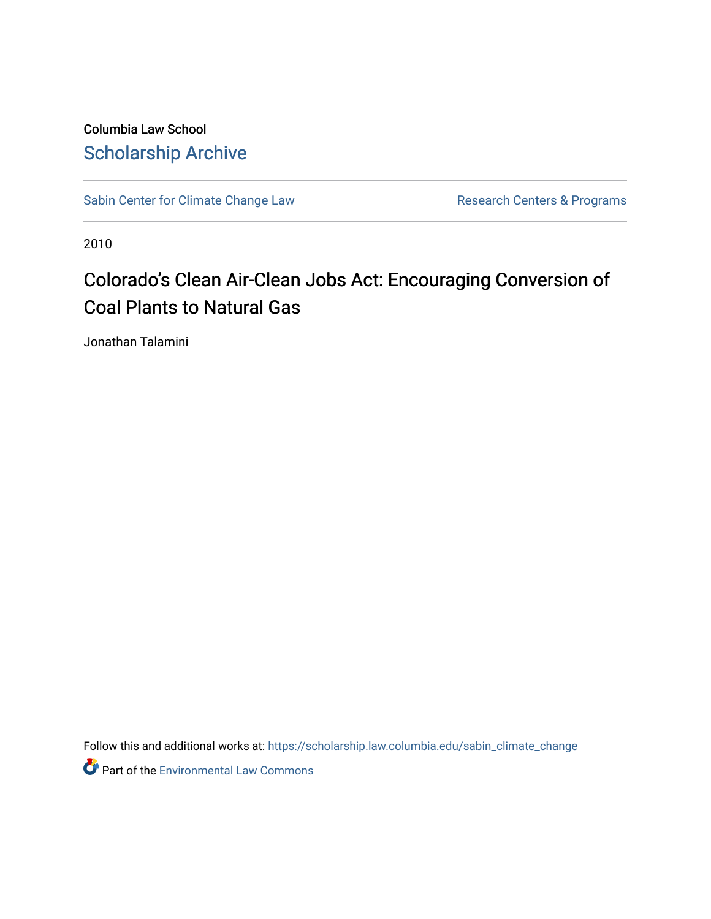Columbia Law School

# Scholarship Archive

Sabin Center for Climate Change Law

Research Centers & Programs

2010

# Colorado's Clean Air-Clean Jobs Act: Encouraging Conversion of Coal Plants to Natural Gas

Jonathan Talamini

Follow this and additional works at: https://scholarship.law.columbia.edu/sabin_climate_change

Part of the Environmental Law Commons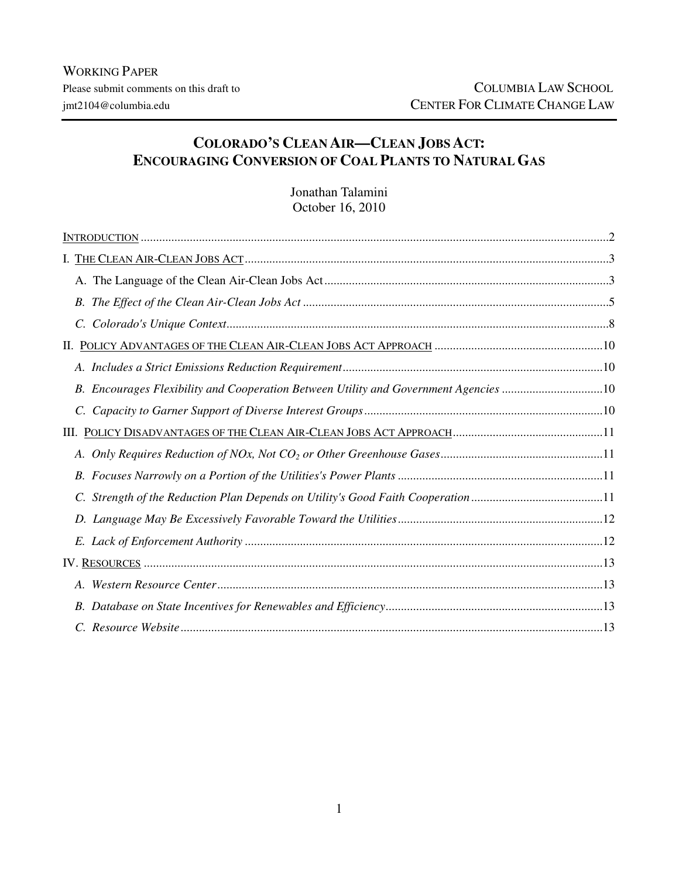WORKING PAPER

Please submit comments on this draft to jmt2104@columbia.edu

COLUMBIA LAW SCHOOL
CENTER FOR CLIMATE CHANGE LAW

# COLORADO'S CLEAN AIR—CLEAN JOBS ACT: ENCOURAGING CONVERSION OF COAL PLANTS TO NATURAL GAS

Jonathan Talamini
October 16, 2010

- INTRODUCTION .......... 2
- I. THE CLEAN AIR-CLEAN JOBS ACT .......... 3
  - A. The Language of the Clean Air-Clean Jobs Act .......... 3
  - *B. The Effect of the Clean Air-Clean Jobs Act* .......... 5
  - *C. Colorado's Unique Context* .......... 8
- II. POLICY ADVANTAGES OF THE CLEAN AIR-CLEAN JOBS ACT APPROACH .......... 10
  - *A. Includes a Strict Emissions Reduction Requirement* .......... 10
  - *B. Encourages Flexibility and Cooperation Between Utility and Government Agencies* .......... 10
  - *C. Capacity to Garner Support of Diverse Interest Groups* .......... 10
- III. POLICY DISADVANTAGES OF THE CLEAN AIR-CLEAN JOBS ACT APPROACH .......... 11
  - *A. Only Requires Reduction of NOx, Not $CO_2$ or Other Greenhouse Gases* .......... 11
  - *B. Focuses Narrowly on a Portion of the Utilities's Power Plants* .......... 11
  - *C. Strength of the Reduction Plan Depends on Utility's Good Faith Cooperation* .......... 11
  - *D. Language May Be Excessively Favorable Toward the Utilities* .......... 12
  - *E. Lack of Enforcement Authority* .......... 12
- IV. RESOURCES .......... 13
  - *A. Western Resource Center* .......... 13
  - *B. Database on State Incentives for Renewables and Efficiency* .......... 13
  - *C. Resource Website* .......... 13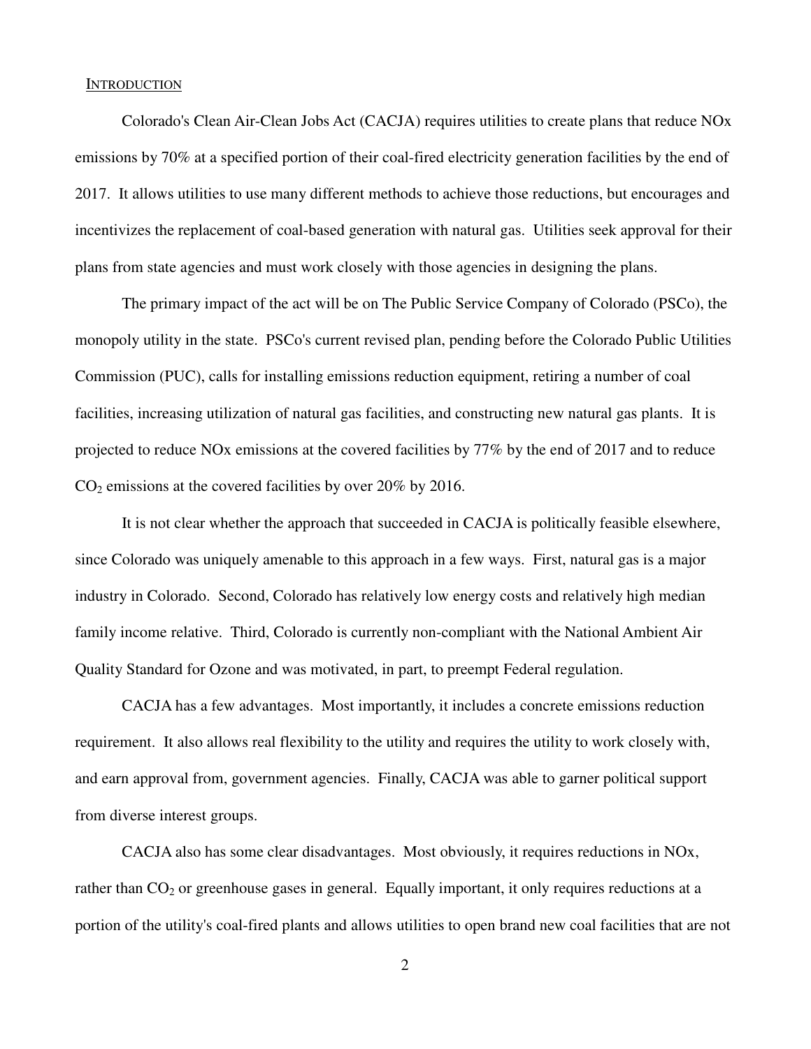## Introduction

Colorado's Clean Air-Clean Jobs Act (CACJA) requires utilities to create plans that reduce NOx emissions by 70% at a specified portion of their coal-fired electricity generation facilities by the end of 2017. It allows utilities to use many different methods to achieve those reductions, but encourages and incentivizes the replacement of coal-based generation with natural gas. Utilities seek approval for their plans from state agencies and must work closely with those agencies in designing the plans.

The primary impact of the act will be on The Public Service Company of Colorado (PSCo), the monopoly utility in the state. PSCo's current revised plan, pending before the Colorado Public Utilities Commission (PUC), calls for installing emissions reduction equipment, retiring a number of coal facilities, increasing utilization of natural gas facilities, and constructing new natural gas plants. It is projected to reduce NOx emissions at the covered facilities by 77% by the end of 2017 and to reduce $CO_2$ emissions at the covered facilities by over 20% by 2016.

It is not clear whether the approach that succeeded in CACJA is politically feasible elsewhere, since Colorado was uniquely amenable to this approach in a few ways. First, natural gas is a major industry in Colorado. Second, Colorado has relatively low energy costs and relatively high median family income relative. Third, Colorado is currently non-compliant with the National Ambient Air Quality Standard for Ozone and was motivated, in part, to preempt Federal regulation.

CACJA has a few advantages. Most importantly, it includes a concrete emissions reduction requirement. It also allows real flexibility to the utility and requires the utility to work closely with, and earn approval from, government agencies. Finally, CACJA was able to garner political support from diverse interest groups.

CACJA also has some clear disadvantages. Most obviously, it requires reductions in NOx, rather than $CO_2$ or greenhouse gases in general. Equally important, it only requires reductions at a portion of the utility's coal-fired plants and allows utilities to open brand new coal facilities that are not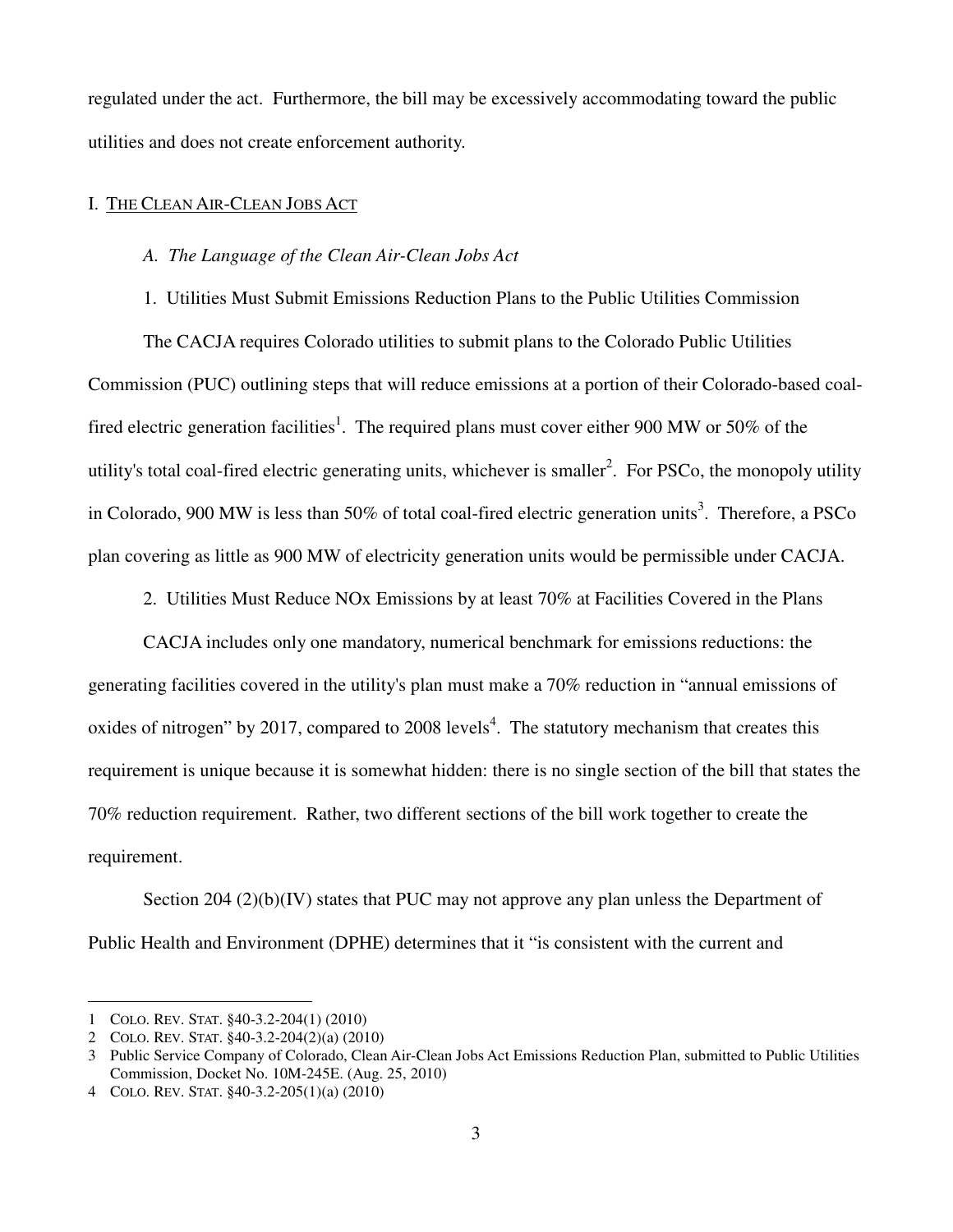regulated under the act. Furthermore, the bill may be excessively accommodating toward the public utilities and does not create enforcement authority.

## I. THE CLEAN AIR-CLEAN JOBS ACT

### *A. The Language of the Clean Air-Clean Jobs Act*

#### 1. Utilities Must Submit Emissions Reduction Plans to the Public Utilities Commission

The CACJA requires Colorado utilities to submit plans to the Colorado Public Utilities Commission (PUC) outlining steps that will reduce emissions at a portion of their Colorado-based coal-fired electric generation facilities[1]. The required plans must cover either 900 MW or 50% of the utility's total coal-fired electric generating units, whichever is smaller[2]. For PSCo, the monopoly utility in Colorado, 900 MW is less than 50% of total coal-fired electric generation units[3]. Therefore, a PSCo plan covering as little as 900 MW of electricity generation units would be permissible under CACJA.

#### 2. Utilities Must Reduce NOx Emissions by at least 70% at Facilities Covered in the Plans

CACJA includes only one mandatory, numerical benchmark for emissions reductions: the generating facilities covered in the utility's plan must make a 70% reduction in "annual emissions of oxides of nitrogen" by 2017, compared to 2008 levels[4]. The statutory mechanism that creates this requirement is unique because it is somewhat hidden: there is no single section of the bill that states the 70% reduction requirement. Rather, two different sections of the bill work together to create the requirement.

Section 204 (2)(b)(IV) states that PUC may not approve any plan unless the Department of Public Health and Environment (DPHE) determines that it "is consistent with the current and

---

1 COLO. REV. STAT. §40-3.2-204(1) (2010)

2 COLO. REV. STAT. §40-3.2-204(2)(a) (2010)

3 Public Service Company of Colorado, Clean Air-Clean Jobs Act Emissions Reduction Plan, submitted to Public Utilities Commission, Docket No. 10M-245E. (Aug. 25, 2010)

4 COLO. REV. STAT. §40-3.2-205(1)(a) (2010)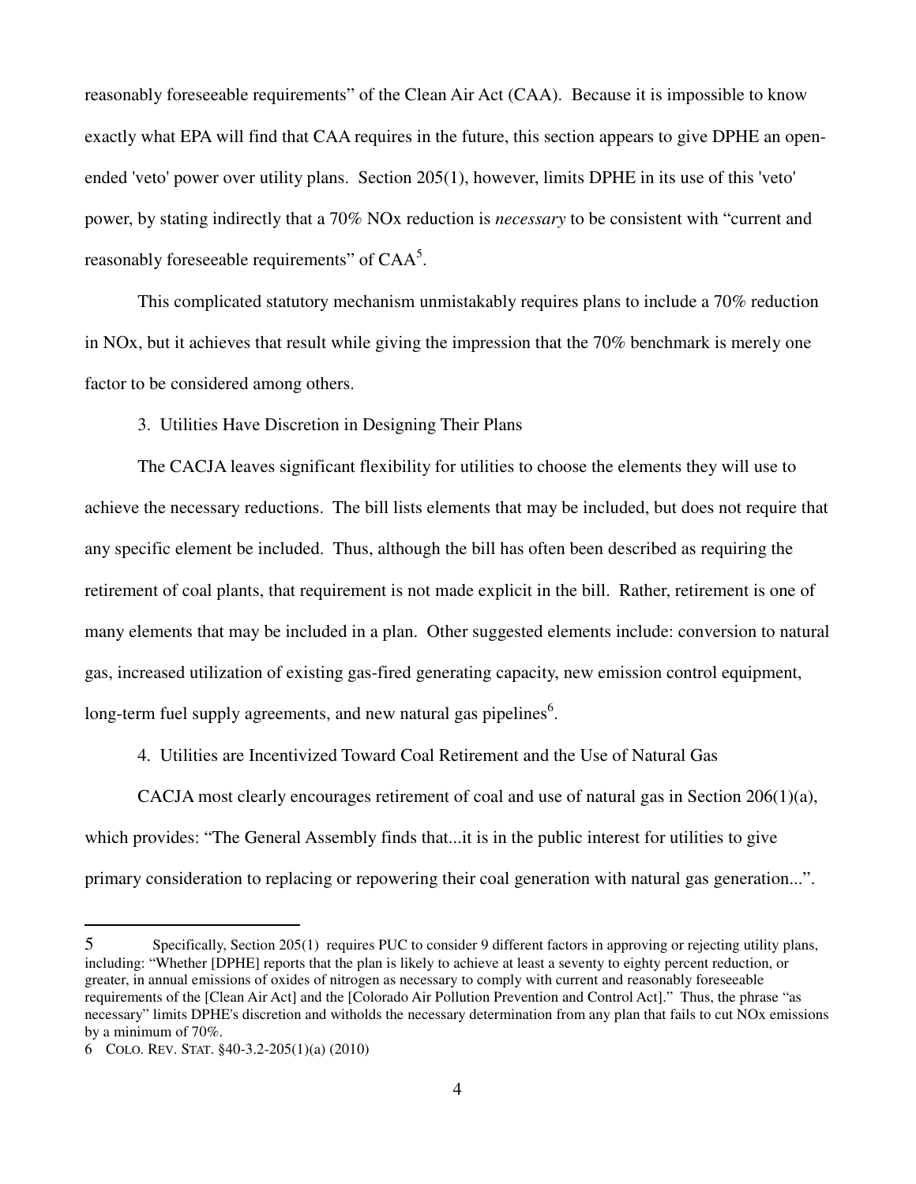reasonably foreseeable requirements" of the Clean Air Act (CAA). Because it is impossible to know exactly what EPA will find that CAA requires in the future, this section appears to give DPHE an open-ended 'veto' power over utility plans. Section 205(1), however, limits DPHE in its use of this 'veto' power, by stating indirectly that a 70% NOx reduction is *necessary* to be consistent with "current and reasonably foreseeable requirements" of CAA[5].

This complicated statutory mechanism unmistakably requires plans to include a 70% reduction in NOx, but it achieves that result while giving the impression that the 70% benchmark is merely one factor to be considered among others.

3. Utilities Have Discretion in Designing Their Plans

The CACJA leaves significant flexibility for utilities to choose the elements they will use to achieve the necessary reductions. The bill lists elements that may be included, but does not require that any specific element be included. Thus, although the bill has often been described as requiring the retirement of coal plants, that requirement is not made explicit in the bill. Rather, retirement is one of many elements that may be included in a plan. Other suggested elements include: conversion to natural gas, increased utilization of existing gas-fired generating capacity, new emission control equipment, long-term fuel supply agreements, and new natural gas pipelines[6].

4. Utilities are Incentivized Toward Coal Retirement and the Use of Natural Gas

CACJA most clearly encourages retirement of coal and use of natural gas in Section 206(1)(a), which provides: "The General Assembly finds that...it is in the public interest for utilities to give primary consideration to replacing or repowering their coal generation with natural gas generation...".

---

5 Specifically, Section 205(1) requires PUC to consider 9 different factors in approving or rejecting utility plans, including: "Whether [DPHE] reports that the plan is likely to achieve at least a seventy to eighty percent reduction, or greater, in annual emissions of oxides of nitrogen as necessary to comply with current and reasonably foreseeable requirements of the [Clean Air Act] and the [Colorado Air Pollution Prevention and Control Act]." Thus, the phrase "as necessary" limits DPHE's discretion and witholds the necessary determination from any plan that fails to cut NOx emissions by a minimum of 70%.

6 COLO. REV. STAT. §40-3.2-205(1)(a) (2010)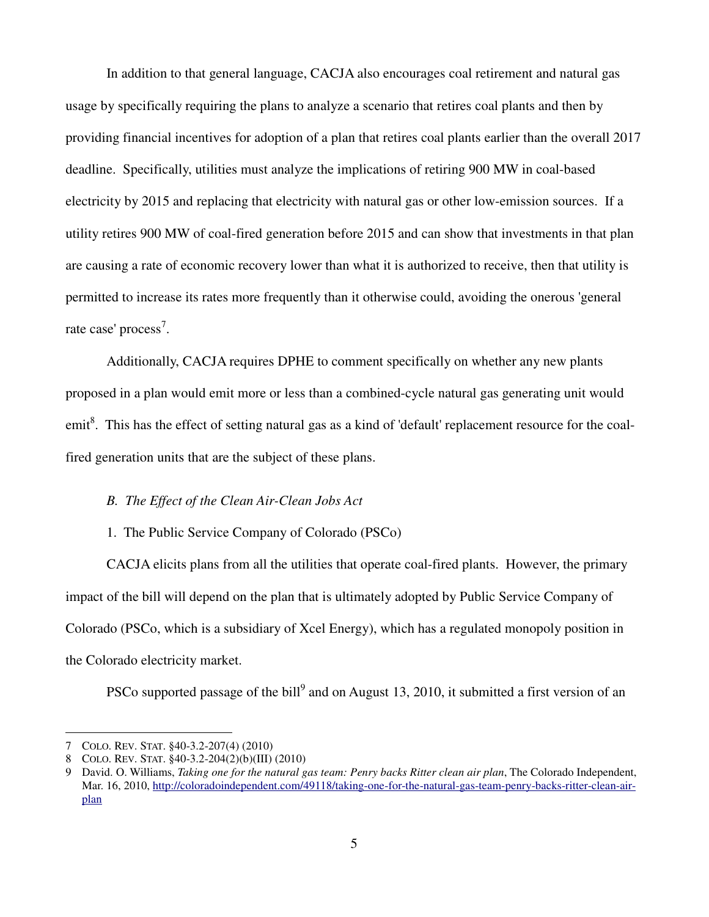In addition to that general language, CACJA also encourages coal retirement and natural gas usage by specifically requiring the plans to analyze a scenario that retires coal plants and then by providing financial incentives for adoption of a plan that retires coal plants earlier than the overall 2017 deadline. Specifically, utilities must analyze the implications of retiring 900 MW in coal-based electricity by 2015 and replacing that electricity with natural gas or other low-emission sources. If a utility retires 900 MW of coal-fired generation before 2015 and can show that investments in that plan are causing a rate of economic recovery lower than what it is authorized to receive, then that utility is permitted to increase its rates more frequently than it otherwise could, avoiding the onerous 'general rate case' process[7].

Additionally, CACJA requires DPHE to comment specifically on whether any new plants proposed in a plan would emit more or less than a combined-cycle natural gas generating unit would emit[8]. This has the effect of setting natural gas as a kind of 'default' replacement resource for the coal-fired generation units that are the subject of these plans.

### *B. The Effect of the Clean Air-Clean Jobs Act*

#### 1. The Public Service Company of Colorado (PSCo)

CACJA elicits plans from all the utilities that operate coal-fired plants. However, the primary impact of the bill will depend on the plan that is ultimately adopted by Public Service Company of Colorado (PSCo, which is a subsidiary of Xcel Energy), which has a regulated monopoly position in the Colorado electricity market.

PSCo supported passage of the bill[9] and on August 13, 2010, it submitted a first version of an

---

7 COLO. REV. STAT. §40-3.2-207(4) (2010)

8 COLO. REV. STAT. §40-3.2-204(2)(b)(III) (2010)

9 David. O. Williams, *Taking one for the natural gas team: Penry backs Ritter clean air plan*, The Colorado Independent, Mar. 16, 2010, http://coloradoindependent.com/49118/taking-one-for-the-natural-gas-team-penry-backs-ritter-clean-air-plan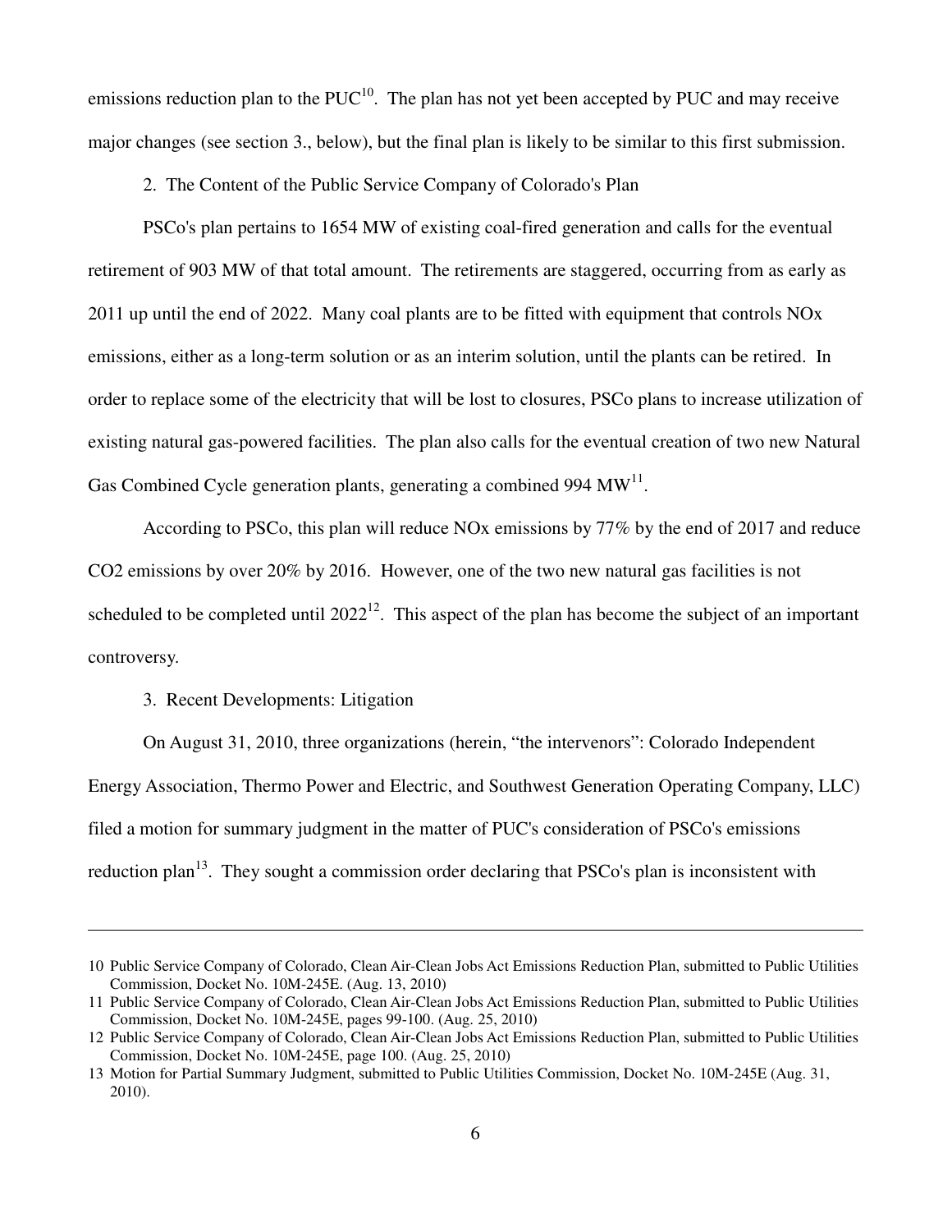emissions reduction plan to the PUC[10]. The plan has not yet been accepted by PUC and may receive major changes (see section 3., below), but the final plan is likely to be similar to this first submission.

### 2. The Content of the Public Service Company of Colorado's Plan

PSCo's plan pertains to 1654 MW of existing coal-fired generation and calls for the eventual retirement of 903 MW of that total amount. The retirements are staggered, occurring from as early as 2011 up until the end of 2022. Many coal plants are to be fitted with equipment that controls NOx emissions, either as a long-term solution or as an interim solution, until the plants can be retired. In order to replace some of the electricity that will be lost to closures, PSCo plans to increase utilization of existing natural gas-powered facilities. The plan also calls for the eventual creation of two new Natural Gas Combined Cycle generation plants, generating a combined 994 MW[11].

According to PSCo, this plan will reduce NOx emissions by 77% by the end of 2017 and reduce $CO_2$ emissions by over 20% by 2016. However, one of the two new natural gas facilities is not scheduled to be completed until 2022[12]. This aspect of the plan has become the subject of an important controversy.

### 3. Recent Developments: Litigation

On August 31, 2010, three organizations (herein, "the intervenors": Colorado Independent Energy Association, Thermo Power and Electric, and Southwest Generation Operating Company, LLC) filed a motion for summary judgment in the matter of PUC's consideration of PSCo's emissions reduction plan[13]. They sought a commission order declaring that PSCo's plan is inconsistent with

---

10 Public Service Company of Colorado, Clean Air-Clean Jobs Act Emissions Reduction Plan, submitted to Public Utilities Commission, Docket No. 10M-245E. (Aug. 13, 2010)

11 Public Service Company of Colorado, Clean Air-Clean Jobs Act Emissions Reduction Plan, submitted to Public Utilities Commission, Docket No. 10M-245E, pages 99-100. (Aug. 25, 2010)

12 Public Service Company of Colorado, Clean Air-Clean Jobs Act Emissions Reduction Plan, submitted to Public Utilities Commission, Docket No. 10M-245E, page 100. (Aug. 25, 2010)

13 Motion for Partial Summary Judgment, submitted to Public Utilities Commission, Docket No. 10M-245E (Aug. 31, 2010).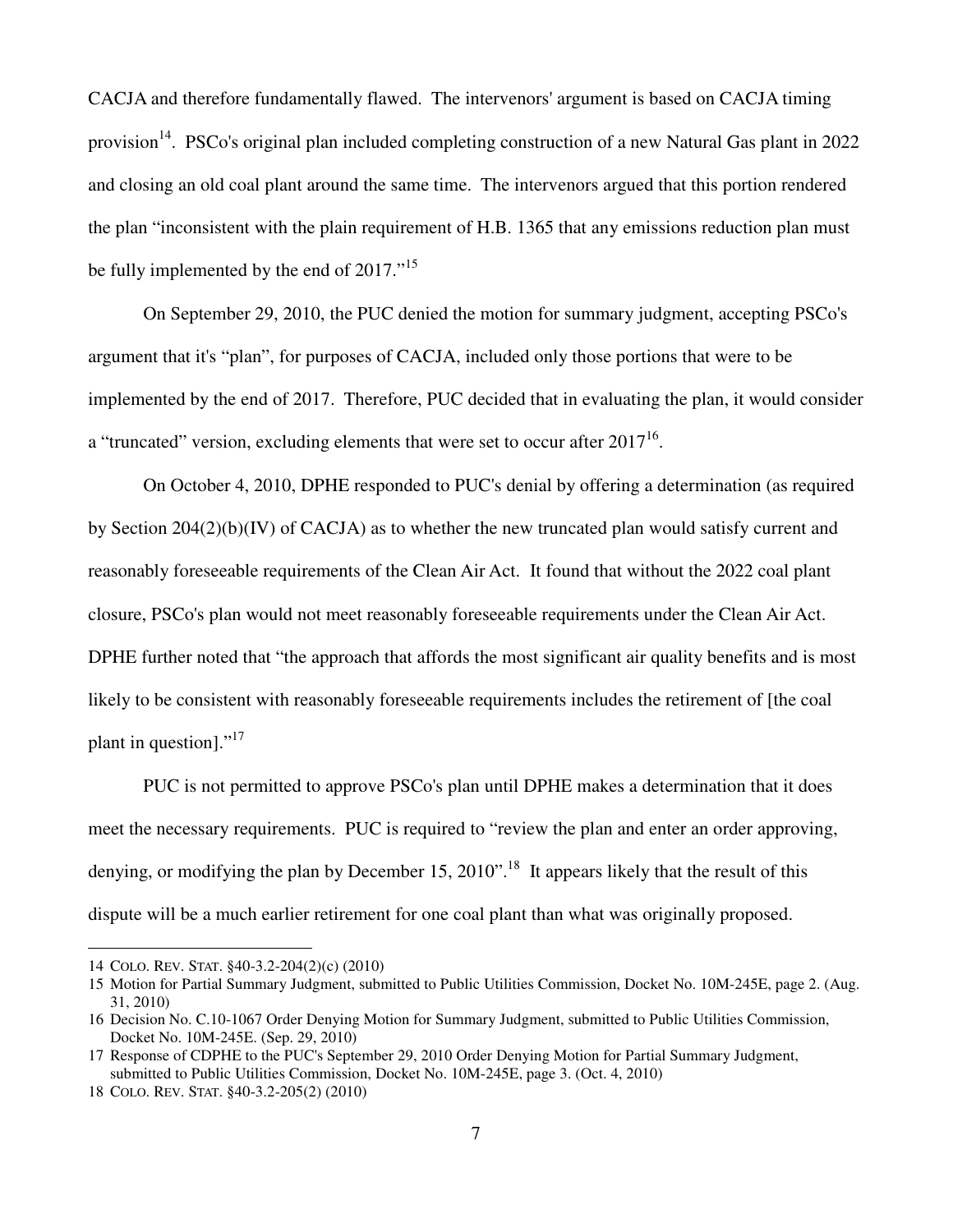CACJA and therefore fundamentally flawed. The intervenors' argument is based on CACJA timing provision[14]. PSCo's original plan included completing construction of a new Natural Gas plant in 2022 and closing an old coal plant around the same time. The intervenors argued that this portion rendered the plan "inconsistent with the plain requirement of H.B. 1365 that any emissions reduction plan must be fully implemented by the end of 2017."[15]

On September 29, 2010, the PUC denied the motion for summary judgment, accepting PSCo's argument that it's "plan", for purposes of CACJA, included only those portions that were to be implemented by the end of 2017. Therefore, PUC decided that in evaluating the plan, it would consider a "truncated" version, excluding elements that were set to occur after 2017[16].

On October 4, 2010, DPHE responded to PUC's denial by offering a determination (as required by Section 204(2)(b)(IV) of CACJA) as to whether the new truncated plan would satisfy current and reasonably foreseeable requirements of the Clean Air Act. It found that without the 2022 coal plant closure, PSCo's plan would not meet reasonably foreseeable requirements under the Clean Air Act. DPHE further noted that "the approach that affords the most significant air quality benefits and is most likely to be consistent with reasonably foreseeable requirements includes the retirement of [the coal plant in question]."[17]

PUC is not permitted to approve PSCo's plan until DPHE makes a determination that it does meet the necessary requirements. PUC is required to "review the plan and enter an order approving, denying, or modifying the plan by December 15, 2010".[18] It appears likely that the result of this dispute will be a much earlier retirement for one coal plant than what was originally proposed.

---

14 COLO. REV. STAT. §40-3.2-204(2)(c) (2010)

15 Motion for Partial Summary Judgment, submitted to Public Utilities Commission, Docket No. 10M-245E, page 2. (Aug. 31, 2010)

16 Decision No. C.10-1067 Order Denying Motion for Summary Judgment, submitted to Public Utilities Commission, Docket No. 10M-245E. (Sep. 29, 2010)

17 Response of CDPHE to the PUC's September 29, 2010 Order Denying Motion for Partial Summary Judgment, submitted to Public Utilities Commission, Docket No. 10M-245E, page 3. (Oct. 4, 2010)

18 COLO. REV. STAT. §40-3.2-205(2) (2010)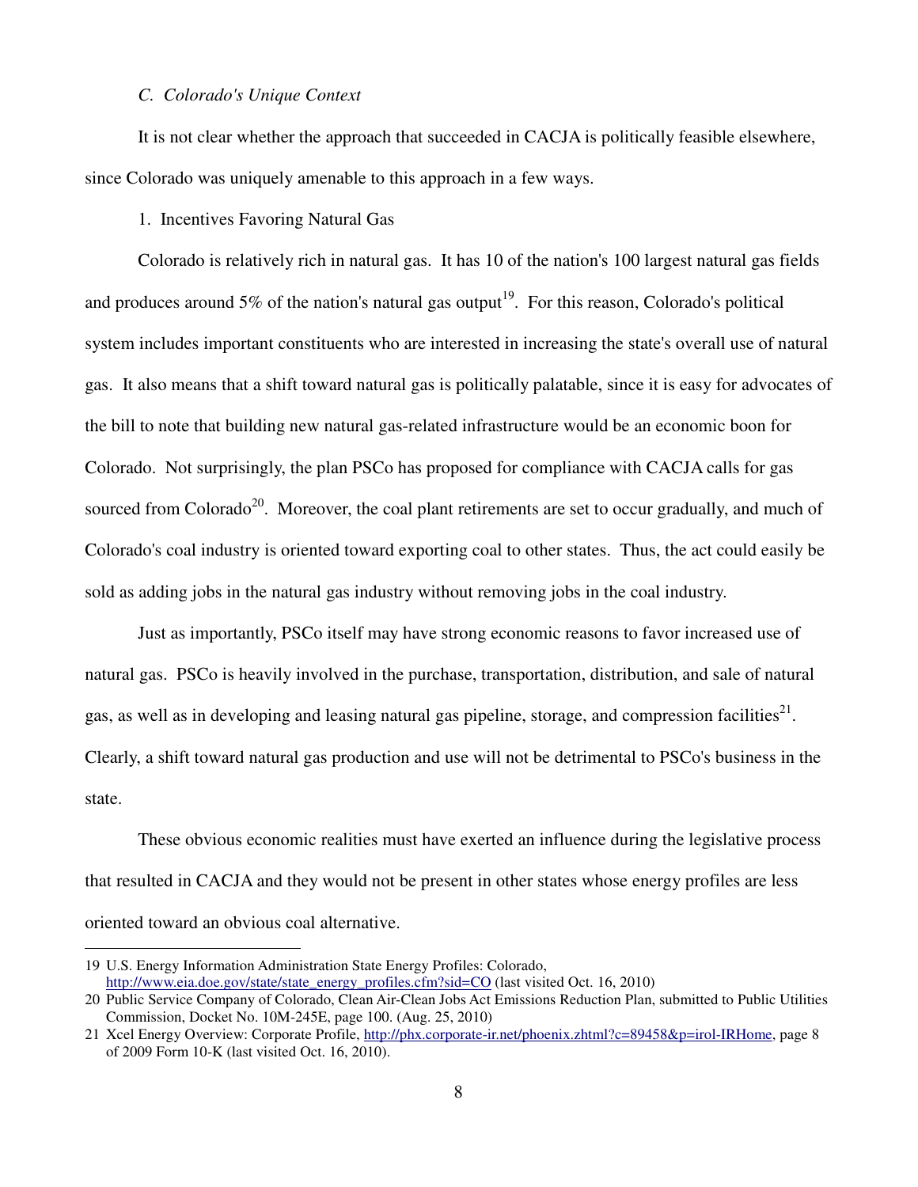### *C. Colorado's Unique Context*

It is not clear whether the approach that succeeded in CACJA is politically feasible elsewhere, since Colorado was uniquely amenable to this approach in a few ways.

#### 1. Incentives Favoring Natural Gas

Colorado is relatively rich in natural gas. It has 10 of the nation's 100 largest natural gas fields and produces around 5% of the nation's natural gas output[19]. For this reason, Colorado's political system includes important constituents who are interested in increasing the state's overall use of natural gas. It also means that a shift toward natural gas is politically palatable, since it is easy for advocates of the bill to note that building new natural gas-related infrastructure would be an economic boon for Colorado. Not surprisingly, the plan PSCo has proposed for compliance with CACJA calls for gas sourced from Colorado[20]. Moreover, the coal plant retirements are set to occur gradually, and much of Colorado's coal industry is oriented toward exporting coal to other states. Thus, the act could easily be sold as adding jobs in the natural gas industry without removing jobs in the coal industry.

Just as importantly, PSCo itself may have strong economic reasons to favor increased use of natural gas. PSCo is heavily involved in the purchase, transportation, distribution, and sale of natural gas, as well as in developing and leasing natural gas pipeline, storage, and compression facilities[21]. Clearly, a shift toward natural gas production and use will not be detrimental to PSCo's business in the state.

These obvious economic realities must have exerted an influence during the legislative process that resulted in CACJA and they would not be present in other states whose energy profiles are less oriented toward an obvious coal alternative.

---

19 U.S. Energy Information Administration State Energy Profiles: Colorado, http://www.eia.doe.gov/state/state_energy_profiles.cfm?sid=CO (last visited Oct. 16, 2010)

20 Public Service Company of Colorado, Clean Air-Clean Jobs Act Emissions Reduction Plan, submitted to Public Utilities Commission, Docket No. 10M-245E, page 100. (Aug. 25, 2010)

21 Xcel Energy Overview: Corporate Profile, http://phx.corporate-ir.net/phoenix.zhtml?c=89458&p=irol-IRHome, page 8 of 2009 Form 10-K (last visited Oct. 16, 2010).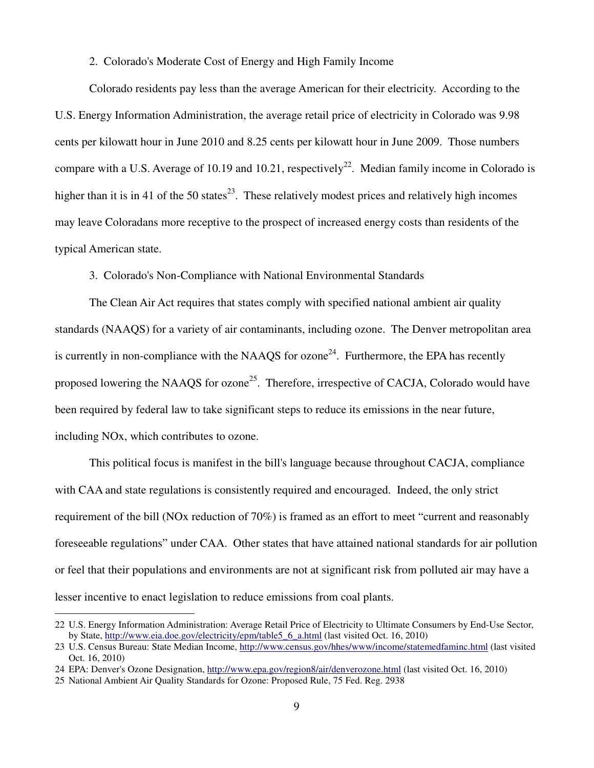### 2. Colorado's Moderate Cost of Energy and High Family Income

Colorado residents pay less than the average American for their electricity. According to the U.S. Energy Information Administration, the average retail price of electricity in Colorado was 9.98 cents per kilowatt hour in June 2010 and 8.25 cents per kilowatt hour in June 2009. Those numbers compare with a U.S. Average of 10.19 and 10.21, respectively[22]. Median family income in Colorado is higher than it is in 41 of the 50 states[23]. These relatively modest prices and relatively high incomes may leave Coloradans more receptive to the prospect of increased energy costs than residents of the typical American state.

### 3. Colorado's Non-Compliance with National Environmental Standards

The Clean Air Act requires that states comply with specified national ambient air quality standards (NAAQS) for a variety of air contaminants, including ozone. The Denver metropolitan area is currently in non-compliance with the NAAQS for ozone[24]. Furthermore, the EPA has recently proposed lowering the NAAQS for ozone[25]. Therefore, irrespective of CACJA, Colorado would have been required by federal law to take significant steps to reduce its emissions in the near future, including NOx, which contributes to ozone.

This political focus is manifest in the bill's language because throughout CACJA, compliance with CAA and state regulations is consistently required and encouraged. Indeed, the only strict requirement of the bill (NOx reduction of 70%) is framed as an effort to meet "current and reasonably foreseeable regulations" under CAA. Other states that have attained national standards for air pollution or feel that their populations and environments are not at significant risk from polluted air may have a lesser incentive to enact legislation to reduce emissions from coal plants.

---

22 U.S. Energy Information Administration: Average Retail Price of Electricity to Ultimate Consumers by End-Use Sector, by State, http://www.eia.doe.gov/electricity/epm/table5_6_a.html (last visited Oct. 16, 2010)

23 U.S. Census Bureau: State Median Income, http://www.census.gov/hhes/www/income/statemedfaminc.html (last visited Oct. 16, 2010)

24 EPA: Denver's Ozone Designation, http://www.epa.gov/region8/air/denverozone.html (last visited Oct. 16, 2010)

25 National Ambient Air Quality Standards for Ozone: Proposed Rule, 75 Fed. Reg. 2938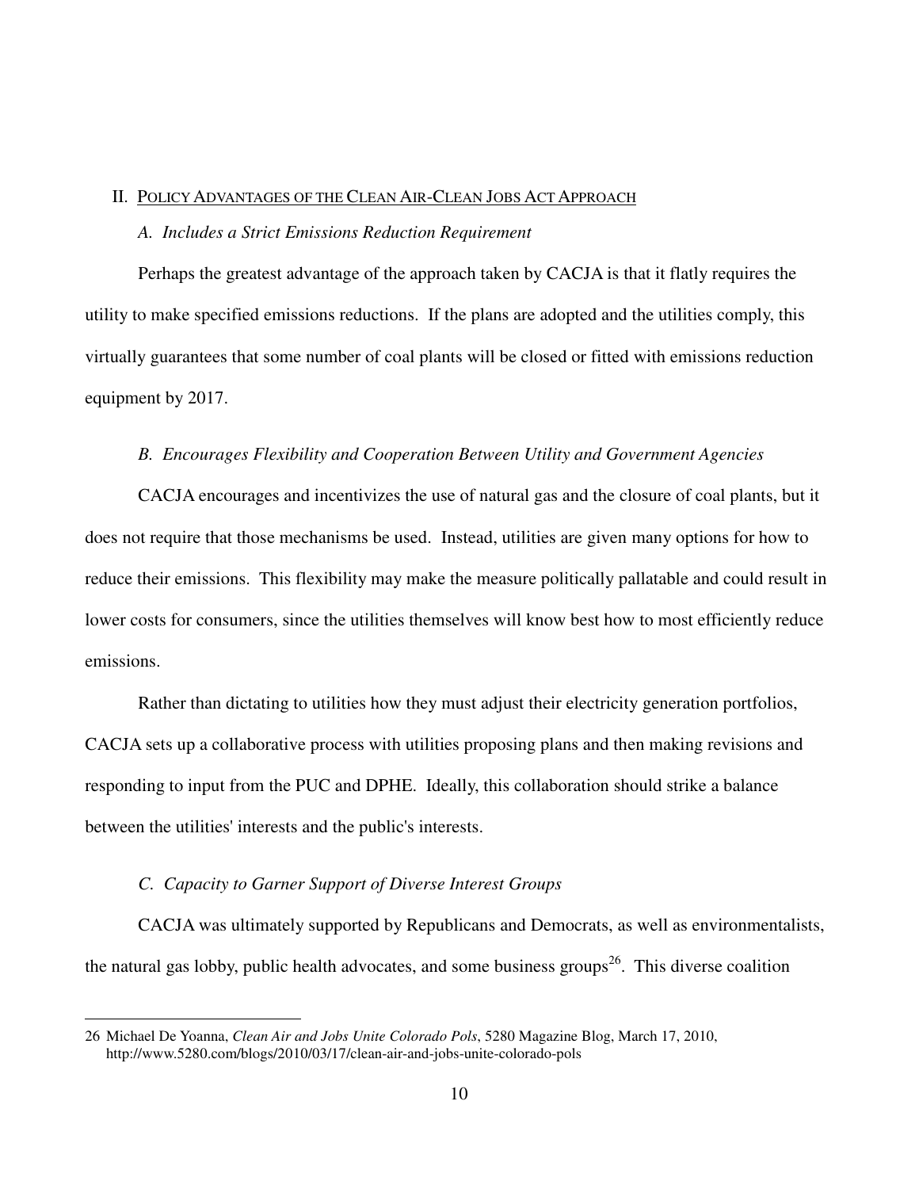## II. Policy Advantages of the Clean Air-Clean Jobs Act Approach

### *A. Includes a Strict Emissions Reduction Requirement*

Perhaps the greatest advantage of the approach taken by CACJA is that it flatly requires the utility to make specified emissions reductions. If the plans are adopted and the utilities comply, this virtually guarantees that some number of coal plants will be closed or fitted with emissions reduction equipment by 2017.

### *B. Encourages Flexibility and Cooperation Between Utility and Government Agencies*

CACJA encourages and incentivizes the use of natural gas and the closure of coal plants, but it does not require that those mechanisms be used. Instead, utilities are given many options for how to reduce their emissions. This flexibility may make the measure politically pallatable and could result in lower costs for consumers, since the utilities themselves will know best how to most efficiently reduce emissions.

Rather than dictating to utilities how they must adjust their electricity generation portfolios, CACJA sets up a collaborative process with utilities proposing plans and then making revisions and responding to input from the PUC and DPHE. Ideally, this collaboration should strike a balance between the utilities' interests and the public's interests.

### *C. Capacity to Garner Support of Diverse Interest Groups*

CACJA was ultimately supported by Republicans and Democrats, as well as environmentalists, the natural gas lobby, public health advocates, and some business groups[26]. This diverse coalition

---

26 Michael De Yoanna, *Clean Air and Jobs Unite Colorado Pols*, 5280 Magazine Blog, March 17, 2010, http://www.5280.com/blogs/2010/03/17/clean-air-and-jobs-unite-colorado-pols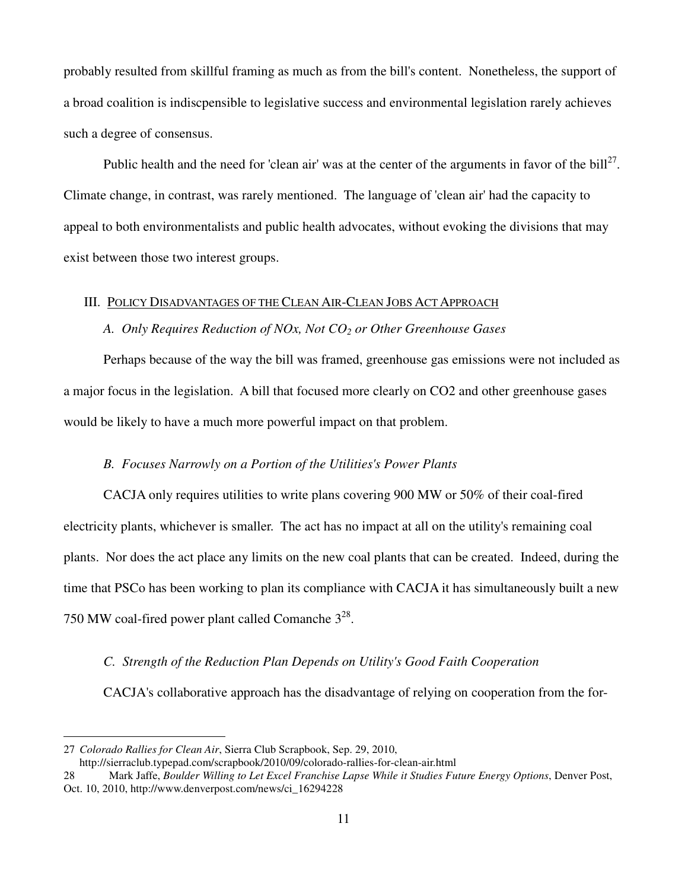probably resulted from skillful framing as much as from the bill's content. Nonetheless, the support of a broad coalition is indiscpensible to legislative success and environmental legislation rarely achieves such a degree of consensus.

Public health and the need for 'clean air' was at the center of the arguments in favor of the bill[27]. Climate change, in contrast, was rarely mentioned. The language of 'clean air' had the capacity to appeal to both environmentalists and public health advocates, without evoking the divisions that may exist between those two interest groups.

## III. Policy Disadvantages of the Clean Air-Clean Jobs Act Approach

### *A. Only Requires Reduction of NOx, Not $CO_2$ or Other Greenhouse Gases*

Perhaps because of the way the bill was framed, greenhouse gas emissions were not included as a major focus in the legislation. A bill that focused more clearly on CO2 and other greenhouse gases would be likely to have a much more powerful impact on that problem.

### *B. Focuses Narrowly on a Portion of the Utilities's Power Plants*

CACJA only requires utilities to write plans covering 900 MW or 50% of their coal-fired electricity plants, whichever is smaller. The act has no impact at all on the utility's remaining coal plants. Nor does the act place any limits on the new coal plants that can be created. Indeed, during the time that PSCo has been working to plan its compliance with CACJA it has simultaneously built a new 750 MW coal-fired power plant called Comanche 3[28].

### *C. Strength of the Reduction Plan Depends on Utility's Good Faith Cooperation*

CACJA's collaborative approach has the disadvantage of relying on cooperation from the for-

---

27 *Colorado Rallies for Clean Air*, Sierra Club Scrapbook, Sep. 29, 2010, http://sierraclub.typepad.com/scrapbook/2010/09/colorado-rallies-for-clean-air.html

28 Mark Jaffe, *Boulder Willing to Let Excel Franchise Lapse While it Studies Future Energy Options*, Denver Post, Oct. 10, 2010, http://www.denverpost.com/news/ci_16294228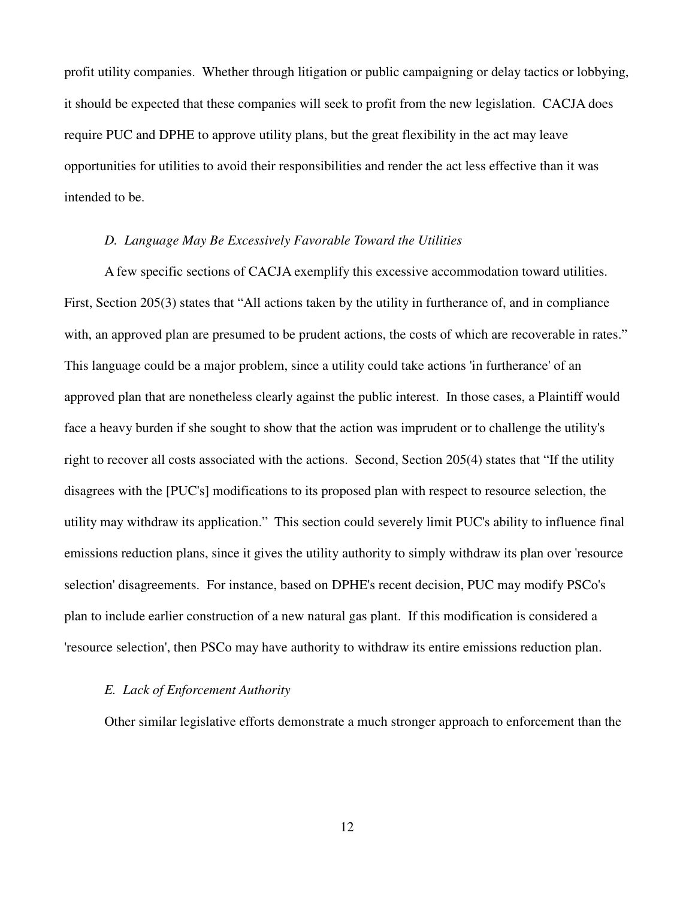profit utility companies. Whether through litigation or public campaigning or delay tactics or lobbying, it should be expected that these companies will seek to profit from the new legislation. CACJA does require PUC and DPHE to approve utility plans, but the great flexibility in the act may leave opportunities for utilities to avoid their responsibilities and render the act less effective than it was intended to be.

### *D. Language May Be Excessively Favorable Toward the Utilities*

A few specific sections of CACJA exemplify this excessive accommodation toward utilities. First, Section 205(3) states that "All actions taken by the utility in furtherance of, and in compliance with, an approved plan are presumed to be prudent actions, the costs of which are recoverable in rates." This language could be a major problem, since a utility could take actions 'in furtherance' of an approved plan that are nonetheless clearly against the public interest. In those cases, a Plaintiff would face a heavy burden if she sought to show that the action was imprudent or to challenge the utility's right to recover all costs associated with the actions. Second, Section 205(4) states that "If the utility disagrees with the [PUC's] modifications to its proposed plan with respect to resource selection, the utility may withdraw its application." This section could severely limit PUC's ability to influence final emissions reduction plans, since it gives the utility authority to simply withdraw its plan over 'resource selection' disagreements. For instance, based on DPHE's recent decision, PUC may modify PSCo's plan to include earlier construction of a new natural gas plant. If this modification is considered a 'resource selection', then PSCo may have authority to withdraw its entire emissions reduction plan.

### *E. Lack of Enforcement Authority*

Other similar legislative efforts demonstrate a much stronger approach to enforcement than the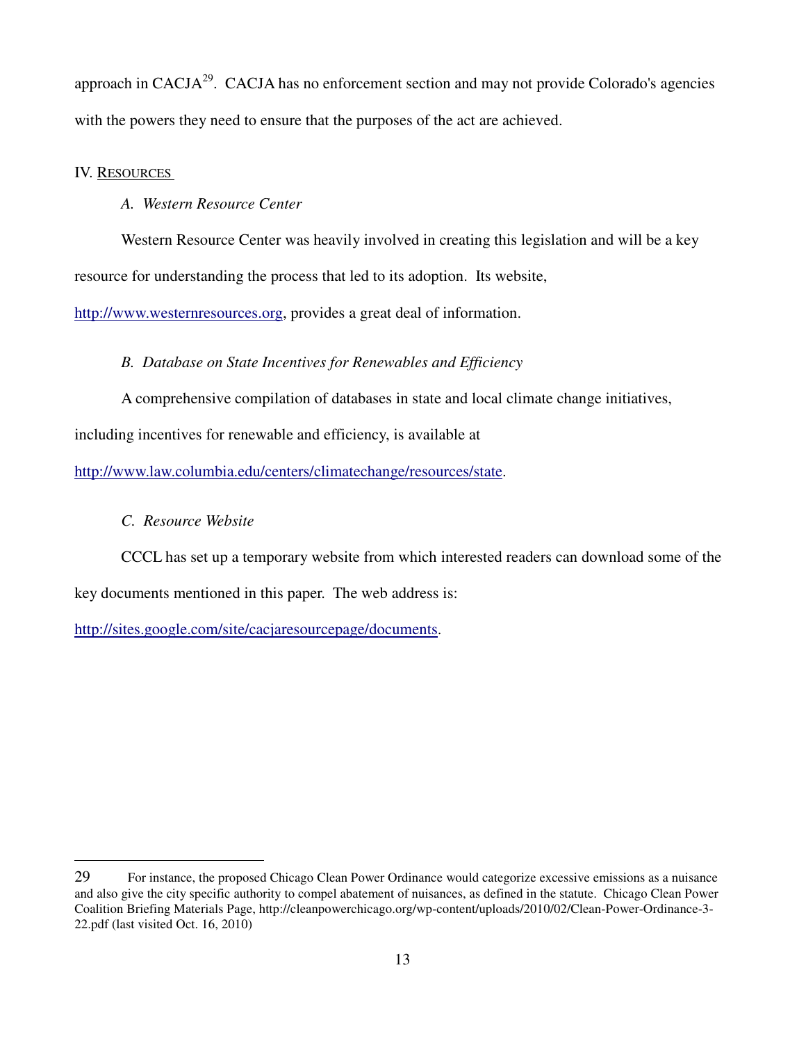approach in CACJA[29]. CACJA has no enforcement section and may not provide Colorado's agencies with the powers they need to ensure that the purposes of the act are achieved.

## IV. Resources

### *A. Western Resource Center*

Western Resource Center was heavily involved in creating this legislation and will be a key resource for understanding the process that led to its adoption. Its website, http://www.westernresources.org, provides a great deal of information.

### *B. Database on State Incentives for Renewables and Efficiency*

A comprehensive compilation of databases in state and local climate change initiatives, including incentives for renewable and efficiency, is available at http://www.law.columbia.edu/centers/climatechange/resources/state.

### *C. Resource Website*

CCCL has set up a temporary website from which interested readers can download some of the key documents mentioned in this paper. The web address is: http://sites.google.com/site/cacjaresourcepage/documents.

---

29 For instance, the proposed Chicago Clean Power Ordinance would categorize excessive emissions as a nuisance and also give the city specific authority to compel abatement of nuisances, as defined in the statute. Chicago Clean Power Coalition Briefing Materials Page, http://cleanpowerchicago.org/wp-content/uploads/2010/02/Clean-Power-Ordinance-3-22.pdf (last visited Oct. 16, 2010)